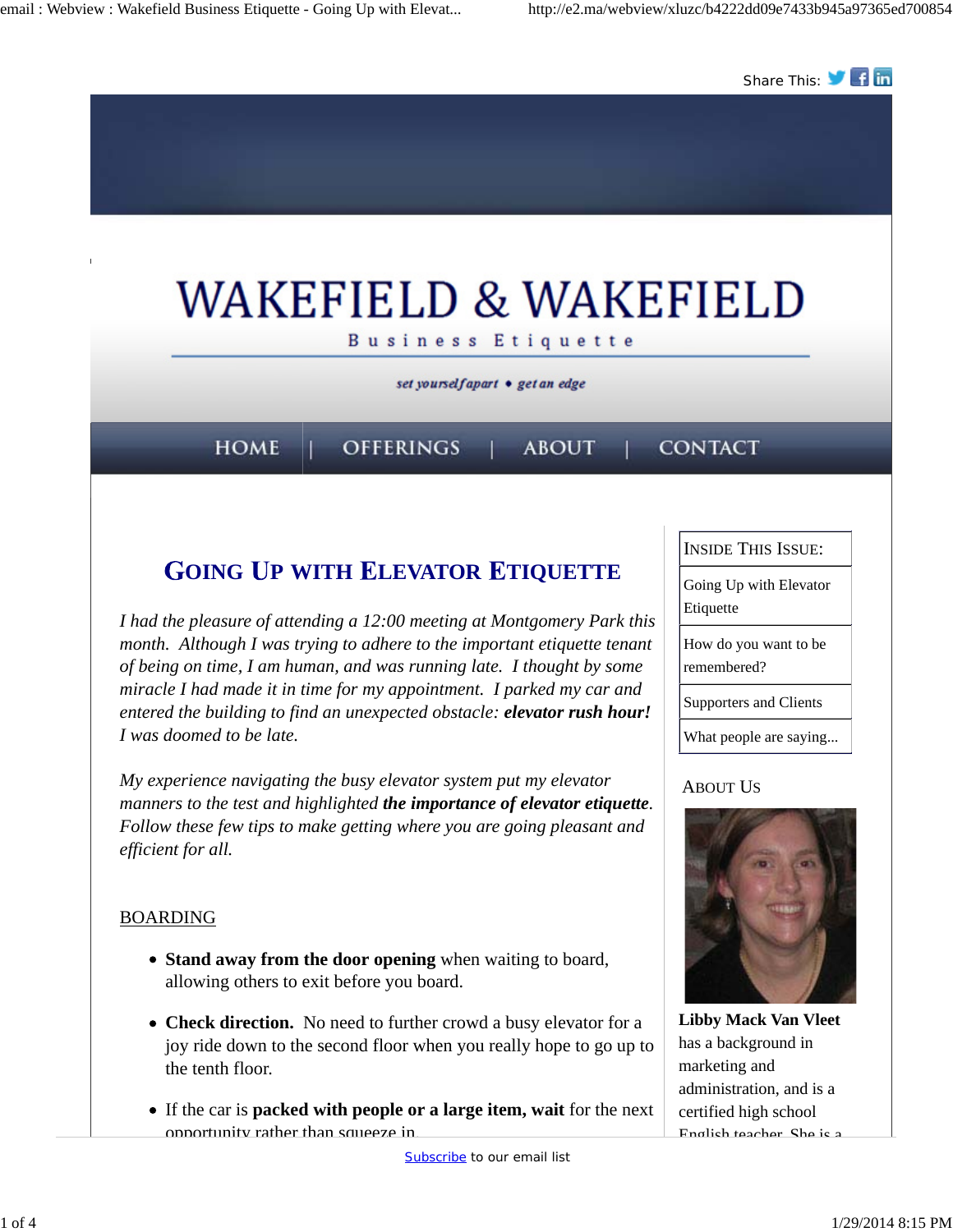Share This:

# WAKEFIELD & WAKEFIELD

Business Etiquette

*set yourself apart • get an edge*

HOME | OFFERINGS | ABOUT | CONTACT

## Going Up with Elevator Etiquette

*I had the pleasure of attending a 12:00 meeting at Montgomery Park this month. Although I was trying to adhere to the important etiquette tenant of being on time, I am human, and was running late. I thought by some miracle I had made it in time for my appointment. I parked my car and entered the building to find an unexpected obstacle: **elevator rush hour!** I was doomed to be late.*

*My experience navigating the busy elevator system put my elevator manners to the test and highlighted **the importance of elevator etiquette**. Follow these few tips to make getting where you are going pleasant and efficient for all.*

### BOARDING

- **Stand away from the door opening** when waiting to board, allowing others to exit before you board.
- **Check direction.** No need to further crowd a busy elevator for a joy ride down to the second floor when you really hope to go up to the tenth floor.
- If the car is **packed with people or a large item, wait** for the next opportunity rather than squeeze in.

| Inside This Issue: |
|---|
| Going Up with Elevator Etiquette |
| How do you want to be remembered? |
| Supporters and Clients |
| What people are saying... |

### About Us

**Libby Mack Van Vleet** has a background in marketing and administration, and is a certified high school English teacher. She is a

Subscribe to our email list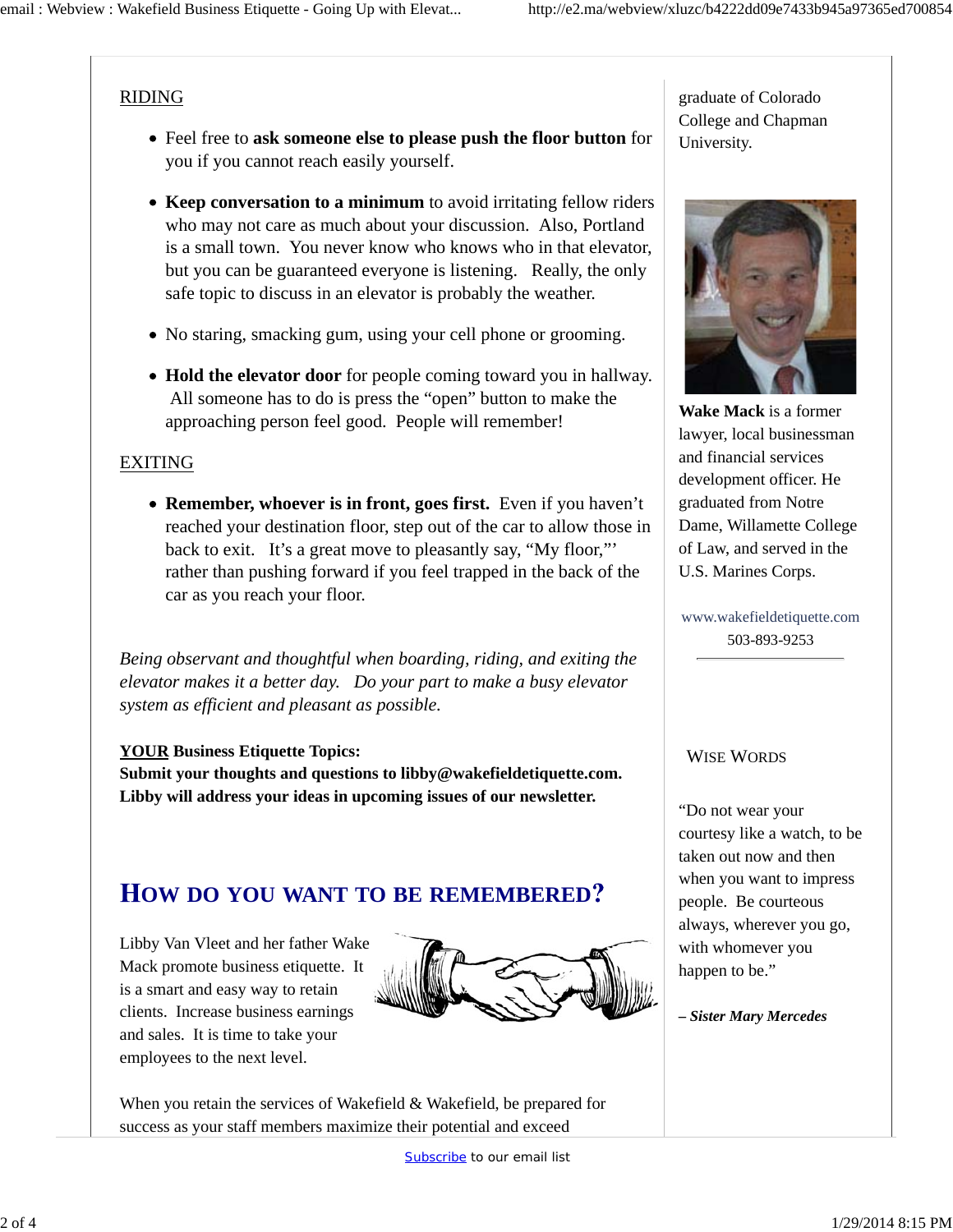RIDING

- Feel free to **ask someone else to please push the floor button** for you if you cannot reach easily yourself.
- **Keep conversation to a minimum** to avoid irritating fellow riders who may not care as much about your discussion. Also, Portland is a small town. You never know who knows who in that elevator, but you can be guaranteed everyone is listening. Really, the only safe topic to discuss in an elevator is probably the weather.
- No staring, smacking gum, using your cell phone or grooming.
- **Hold the elevator door** for people coming toward you in hallway. All someone has to do is press the "open" button to make the approaching person feel good. People will remember!

EXITING

- **Remember, whoever is in front, goes first.** Even if you haven't reached your destination floor, step out of the car to allow those in back to exit. It's a great move to pleasantly say, "My floor,"' rather than pushing forward if you feel trapped in the back of the car as you reach your floor.

*Being observant and thoughtful when boarding, riding, and exiting the elevator makes it a better day. Do your part to make a busy elevator system as efficient and pleasant as possible.*

**YOUR Business Etiquette Topics:**
**Submit your thoughts and questions to libby@wakefieldetiquette.com. Libby will address your ideas in upcoming issues of our newsletter.**

## How do you want to be remembered?

Libby Van Vleet and her father Wake Mack promote business etiquette. It is a smart and easy way to retain clients. Increase business earnings and sales. It is time to take your employees to the next level.

When you retain the services of Wakefield & Wakefield, be prepared for success as your staff members maximize their potential and exceed

graduate of Colorado College and Chapman University.

**Wake Mack** is a former lawyer, local businessman and financial services development officer. He graduated from Notre Dame, Willamette College of Law, and served in the U.S. Marines Corps.

www.wakefieldetiquette.com
503-893-9253

### Wise Words

"Do not wear your courtesy like a watch, to be taken out now and then when you want to impress people. Be courteous always, wherever you go, with whomever you happen to be."

***– Sister Mary Mercedes***

Subscribe to our email list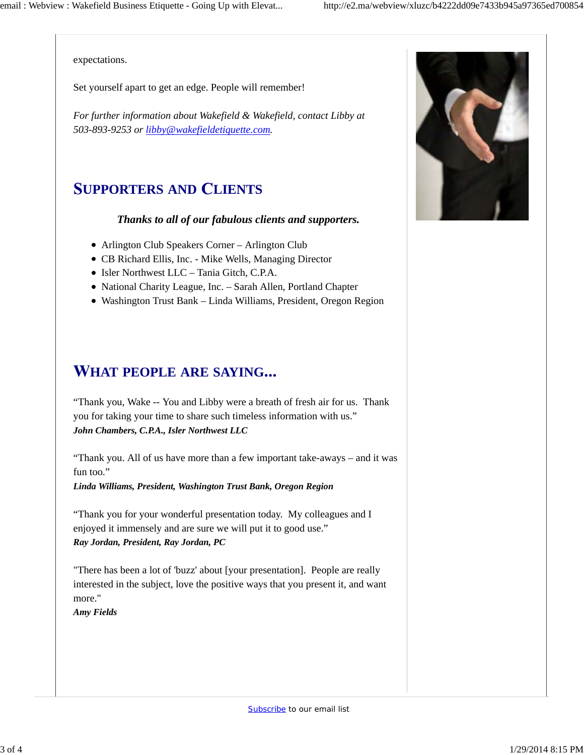expectations.

Set yourself apart to get an edge. People will remember!

*For further information about Wakefield & Wakefield, contact Libby at 503-893-9253 or [libby@wakefieldetiquette.com](mailto:libby@wakefieldetiquette.com).*

## SUPPORTERS AND CLIENTS

***Thanks to all of our fabulous clients and supporters.***

- Arlington Club Speakers Corner – Arlington Club
- CB Richard Ellis, Inc. - Mike Wells, Managing Director
- Isler Northwest LLC – Tania Gitch, C.P.A.
- National Charity League, Inc. – Sarah Allen, Portland Chapter
- Washington Trust Bank – Linda Williams, President, Oregon Region

## WHAT PEOPLE ARE SAYING...

"Thank you, Wake -- You and Libby were a breath of fresh air for us. Thank you for taking your time to share such timeless information with us."
***John Chambers, C.P.A., Isler Northwest LLC***

"Thank you. All of us have more than a few important take-aways – and it was fun too."
***Linda Williams, President, Washington Trust Bank, Oregon Region***

"Thank you for your wonderful presentation today. My colleagues and I enjoyed it immensely and are sure we will put it to good use."
***Ray Jordan, President, Ray Jordan, PC***

"There has been a lot of 'buzz' about [your presentation]. People are really interested in the subject, love the positive ways that you present it, and want more."
***Amy Fields***

Subscribe to our email list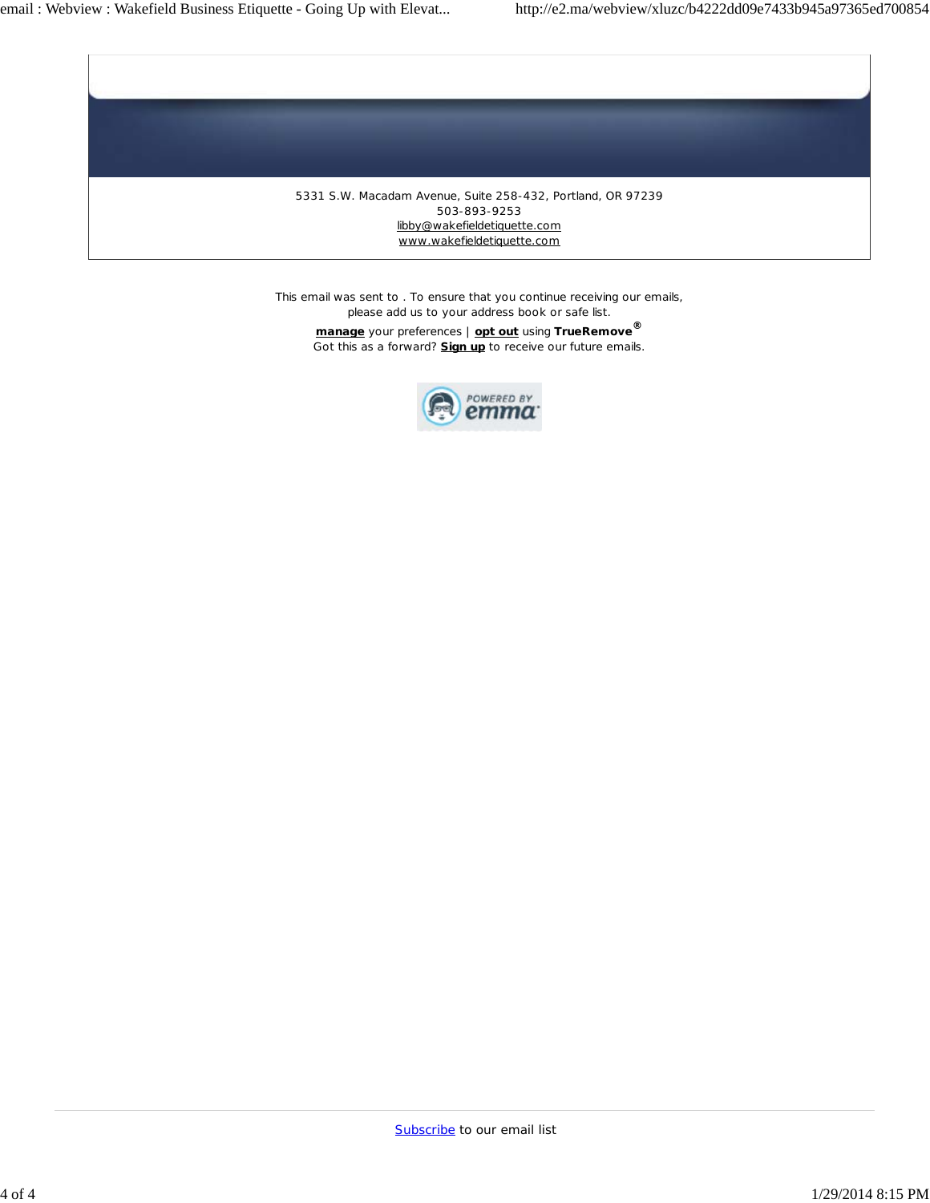5331 S.W. Macadam Avenue, Suite 258-432, Portland, OR 97239
503-893-9253
libby@wakefieldetiquette.com
www.wakefieldetiquette.com

This email was sent to . To ensure that you continue receiving our emails, please add us to your address book or safe list.

**manage** your preferences | **opt out** using **TrueRemove®**
Got this as a forward? **Sign up** to receive our future emails.

POWERED BY emma

Subscribe to our email list